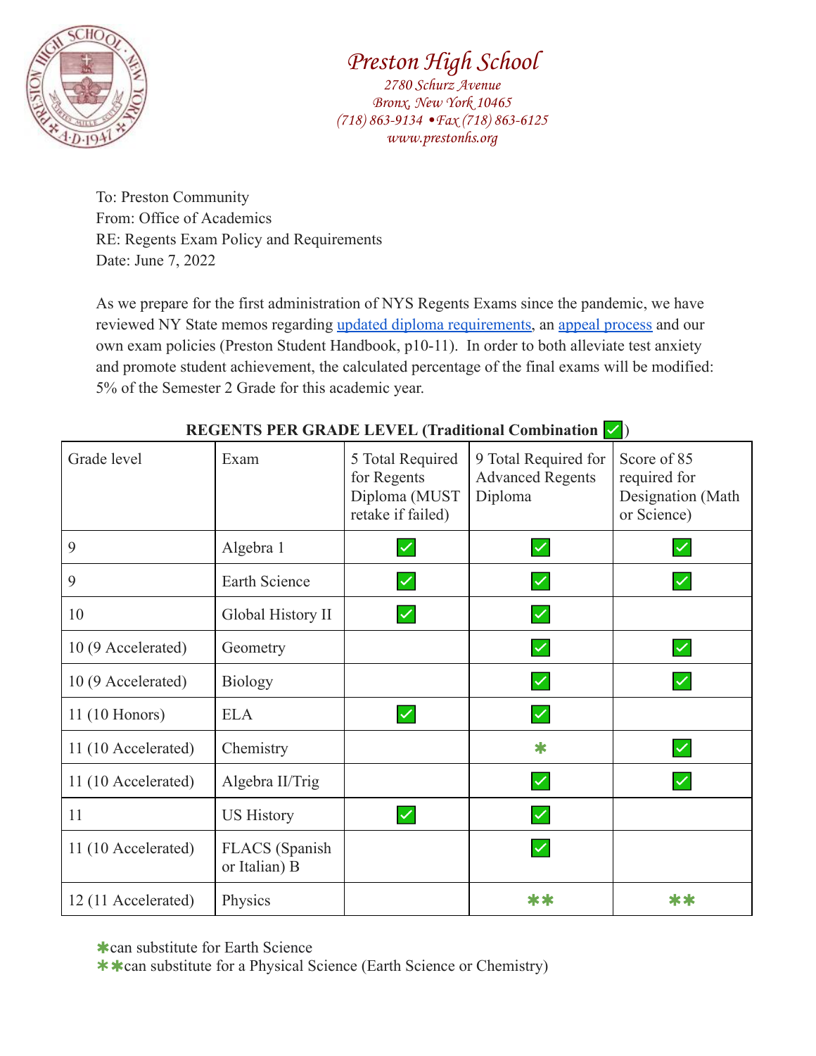# Preston High School

*2780 Schurz Avenue*
*Bronx, New York 10465*
*(718) 863-9134 • Fax (718) 863-6125*
*www.prestonhs.org*

To: Preston Community
From: Office of Academics
RE: Regents Exam Policy and Requirements
Date: June 7, 2022

As we prepare for the first administration of NYS Regents Exams since the pandemic, we have reviewed NY State memos regarding updated diploma requirements, an appeal process and our own exam policies (Preston Student Handbook, p10-11). In order to both alleviate test anxiety and promote student achievement, the calculated percentage of the final exams will be modified: 5% of the Semester 2 Grade for this academic year.

**REGENTS PER GRADE LEVEL (Traditional Combination ✅)**

| Grade level | Exam | 5 Total Required for Regents Diploma (MUST retake if failed) | 9 Total Required for Advanced Regents Diploma | Score of 85 required for Designation (Math or Science) |
|---|---|---|---|---|
| 9 | Algebra 1 | ✅ | ✅ | ✅ |
| 9 | Earth Science | ✅ | ✅ | ✅ |
| 10 | Global History II | ✅ | ✅ | |
| 10 (9 Accelerated) | Geometry | | ✅ | ✅ |
| 10 (9 Accelerated) | Biology | | ✅ | ✅ |
| 11 (10 Honors) | ELA | ✅ | ✅ | |
| 11 (10 Accelerated) | Chemistry | | * | ✅ |
| 11 (10 Accelerated) | Algebra II/Trig | | ✅ | ✅ |
| 11 | US History | ✅ | ✅ | |
| 11 (10 Accelerated) | FLACS (Spanish or Italian) B | | ✅ | |
| 12 (11 Accelerated) | Physics | | ** | ** |

*can substitute for Earth Science
**can substitute for a Physical Science (Earth Science or Chemistry)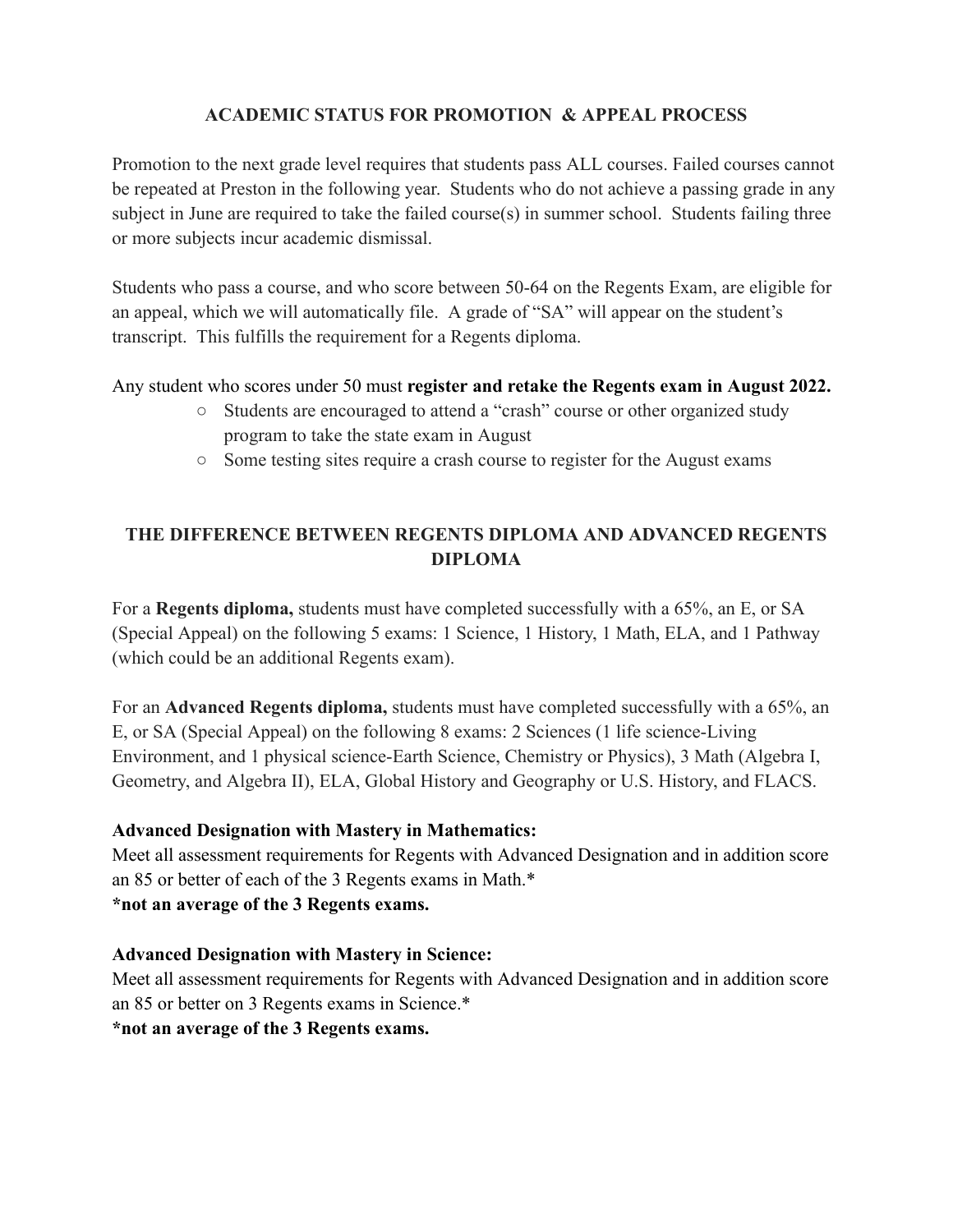## ACADEMIC STATUS FOR PROMOTION & APPEAL PROCESS

Promotion to the next grade level requires that students pass ALL courses. Failed courses cannot be repeated at Preston in the following year. Students who do not achieve a passing grade in any subject in June are required to take the failed course(s) in summer school. Students failing three or more subjects incur academic dismissal.

Students who pass a course, and who score between 50-64 on the Regents Exam, are eligible for an appeal, which we will automatically file. A grade of "SA" will appear on the student's transcript. This fulfills the requirement for a Regents diploma.

Any student who scores under 50 must **register and retake the Regents exam in August 2022.**

- Students are encouraged to attend a "crash" course or other organized study program to take the state exam in August
- Some testing sites require a crash course to register for the August exams

## THE DIFFERENCE BETWEEN REGENTS DIPLOMA AND ADVANCED REGENTS DIPLOMA

For a **Regents diploma,** students must have completed successfully with a 65%, an E, or SA (Special Appeal) on the following 5 exams: 1 Science, 1 History, 1 Math, ELA, and 1 Pathway (which could be an additional Regents exam).

For an **Advanced Regents diploma,** students must have completed successfully with a 65%, an E, or SA (Special Appeal) on the following 8 exams: 2 Sciences (1 life science-Living Environment, and 1 physical science-Earth Science, Chemistry or Physics), 3 Math (Algebra I, Geometry, and Algebra II), ELA, Global History and Geography or U.S. History, and FLACS.

**Advanced Designation with Mastery in Mathematics:**
Meet all assessment requirements for Regents with Advanced Designation and in addition score an 85 or better of each of the 3 Regents exams in Math.*
***not an average of the 3 Regents exams.**

**Advanced Designation with Mastery in Science:**
Meet all assessment requirements for Regents with Advanced Designation and in addition score an 85 or better on 3 Regents exams in Science.*
***not an average of the 3 Regents exams.**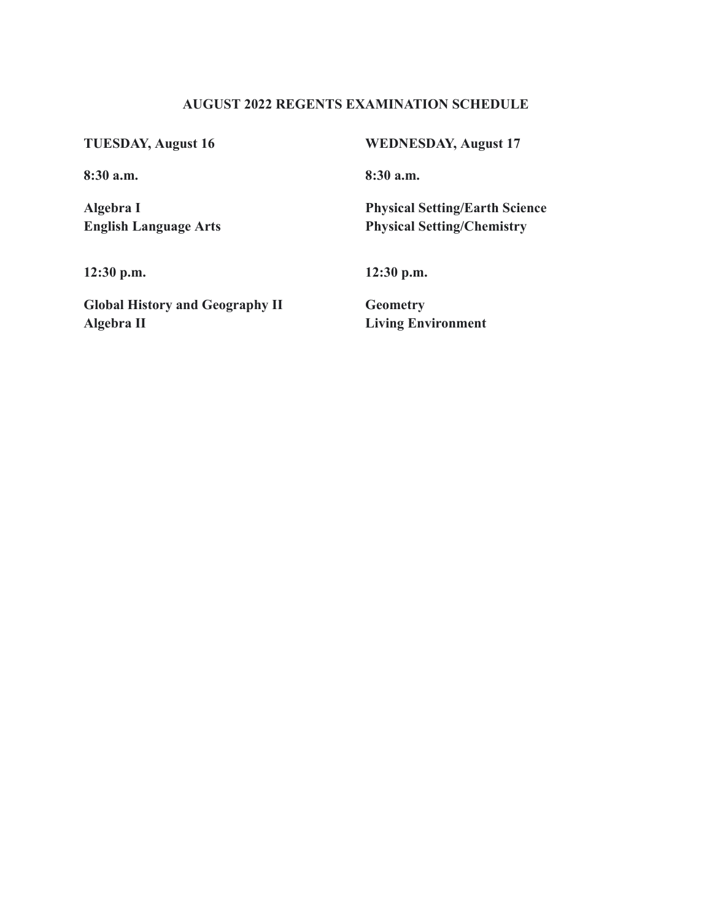# AUGUST 2022 REGENTS EXAMINATION SCHEDULE

**TUESDAY, August 16**

**8:30 a.m.**

**Algebra I**
**English Language Arts**

**12:30 p.m.**

**Global History and Geography II**
**Algebra II**

**WEDNESDAY, August 17**

**8:30 a.m.**

**Physical Setting/Earth Science**
**Physical Setting/Chemistry**

**12:30 p.m.**

**Geometry**
**Living Environment**